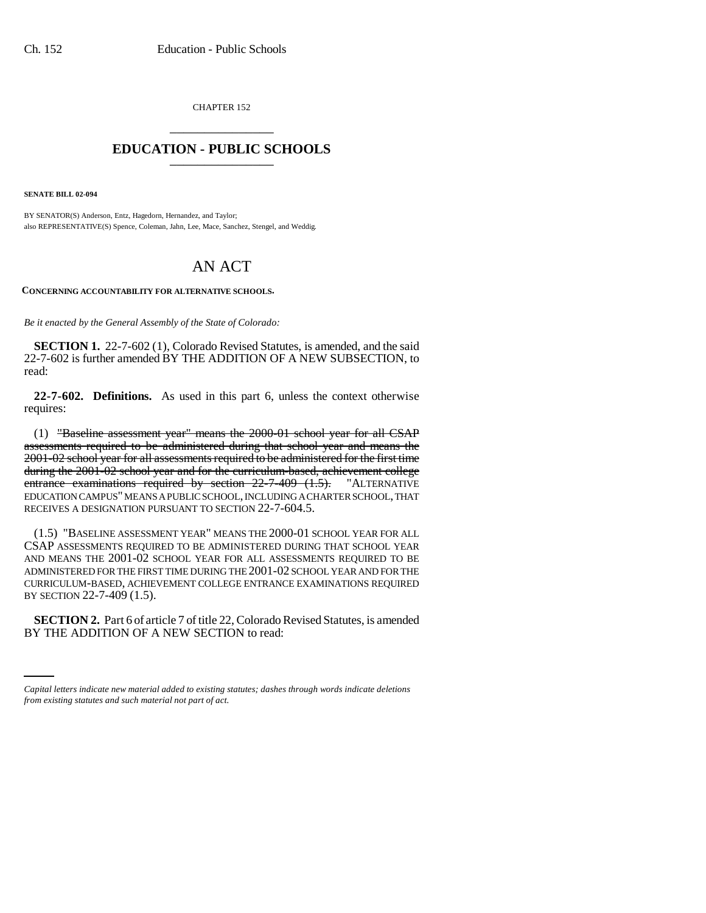CHAPTER 152

# EDUCATION - PUBLIC SCHOOLS

**SENATE BILL 02-094**

BY SENATOR(S) Anderson, Entz, Hagedorn, Hernandez, and Taylor;
also REPRESENTATIVE(S) Spence, Coleman, Jahn, Lee, Mace, Sanchez, Stengel, and Weddig.

# AN ACT

**CONCERNING ACCOUNTABILITY FOR ALTERNATIVE SCHOOLS.**

*Be it enacted by the General Assembly of the State of Colorado:*

**SECTION 1.** 22-7-602 (1), Colorado Revised Statutes, is amended, and the said 22-7-602 is further amended BY THE ADDITION OF A NEW SUBSECTION, to read:

**22-7-602. Definitions.** As used in this part 6, unless the context otherwise requires:

(1) ~~"Baseline assessment year" means the 2000-01 school year for all CSAP assessments required to be administered during that school year and means the 2001-02 school year for all assessments required to be administered for the first time during the 2001-02 school year and for the curriculum-based, achievement college entrance examinations required by section 22-7-409 (1.5).~~ "ALTERNATIVE EDUCATION CAMPUS" MEANS A PUBLIC SCHOOL, INCLUDING A CHARTER SCHOOL, THAT RECEIVES A DESIGNATION PURSUANT TO SECTION 22-7-604.5.

(1.5) "BASELINE ASSESSMENT YEAR" MEANS THE 2000-01 SCHOOL YEAR FOR ALL CSAP ASSESSMENTS REQUIRED TO BE ADMINISTERED DURING THAT SCHOOL YEAR AND MEANS THE 2001-02 SCHOOL YEAR FOR ALL ASSESSMENTS REQUIRED TO BE ADMINISTERED FOR THE FIRST TIME DURING THE 2001-02 SCHOOL YEAR AND FOR THE CURRICULUM-BASED, ACHIEVEMENT COLLEGE ENTRANCE EXAMINATIONS REQUIRED BY SECTION 22-7-409 (1.5).

**SECTION 2.** Part 6 of article 7 of title 22, Colorado Revised Statutes, is amended BY THE ADDITION OF A NEW SECTION to read:

*Capital letters indicate new material added to existing statutes; dashes through words indicate deletions from existing statutes and such material not part of act.*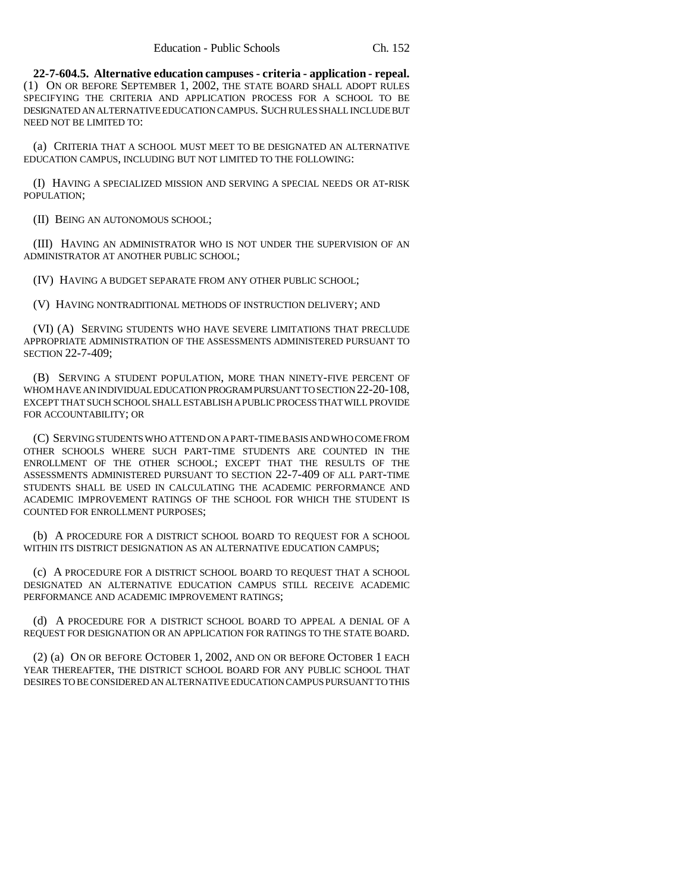**22-7-604.5. Alternative education campuses - criteria - application - repeal.** (1) ON OR BEFORE SEPTEMBER 1, 2002, THE STATE BOARD SHALL ADOPT RULES SPECIFYING THE CRITERIA AND APPLICATION PROCESS FOR A SCHOOL TO BE DESIGNATED AN ALTERNATIVE EDUCATION CAMPUS. SUCH RULES SHALL INCLUDE BUT NEED NOT BE LIMITED TO:

(a) CRITERIA THAT A SCHOOL MUST MEET TO BE DESIGNATED AN ALTERNATIVE EDUCATION CAMPUS, INCLUDING BUT NOT LIMITED TO THE FOLLOWING:

(I) HAVING A SPECIALIZED MISSION AND SERVING A SPECIAL NEEDS OR AT-RISK POPULATION;

(II) BEING AN AUTONOMOUS SCHOOL;

(III) HAVING AN ADMINISTRATOR WHO IS NOT UNDER THE SUPERVISION OF AN ADMINISTRATOR AT ANOTHER PUBLIC SCHOOL;

(IV) HAVING A BUDGET SEPARATE FROM ANY OTHER PUBLIC SCHOOL;

(V) HAVING NONTRADITIONAL METHODS OF INSTRUCTION DELIVERY; AND

(VI) (A) SERVING STUDENTS WHO HAVE SEVERE LIMITATIONS THAT PRECLUDE APPROPRIATE ADMINISTRATION OF THE ASSESSMENTS ADMINISTERED PURSUANT TO SECTION 22-7-409;

(B) SERVING A STUDENT POPULATION, MORE THAN NINETY-FIVE PERCENT OF WHOM HAVE AN INDIVIDUAL EDUCATION PROGRAM PURSUANT TO SECTION 22-20-108, EXCEPT THAT SUCH SCHOOL SHALL ESTABLISH A PUBLIC PROCESS THAT WILL PROVIDE FOR ACCOUNTABILITY; OR

(C) SERVING STUDENTS WHO ATTEND ON A PART-TIME BASIS AND WHO COME FROM OTHER SCHOOLS WHERE SUCH PART-TIME STUDENTS ARE COUNTED IN THE ENROLLMENT OF THE OTHER SCHOOL; EXCEPT THAT THE RESULTS OF THE ASSESSMENTS ADMINISTERED PURSUANT TO SECTION 22-7-409 OF ALL PART-TIME STUDENTS SHALL BE USED IN CALCULATING THE ACADEMIC PERFORMANCE AND ACADEMIC IMPROVEMENT RATINGS OF THE SCHOOL FOR WHICH THE STUDENT IS COUNTED FOR ENROLLMENT PURPOSES;

(b) A PROCEDURE FOR A DISTRICT SCHOOL BOARD TO REQUEST FOR A SCHOOL WITHIN ITS DISTRICT DESIGNATION AS AN ALTERNATIVE EDUCATION CAMPUS;

(c) A PROCEDURE FOR A DISTRICT SCHOOL BOARD TO REQUEST THAT A SCHOOL DESIGNATED AN ALTERNATIVE EDUCATION CAMPUS STILL RECEIVE ACADEMIC PERFORMANCE AND ACADEMIC IMPROVEMENT RATINGS;

(d) A PROCEDURE FOR A DISTRICT SCHOOL BOARD TO APPEAL A DENIAL OF A REQUEST FOR DESIGNATION OR AN APPLICATION FOR RATINGS TO THE STATE BOARD.

(2) (a) ON OR BEFORE OCTOBER 1, 2002, AND ON OR BEFORE OCTOBER 1 EACH YEAR THEREAFTER, THE DISTRICT SCHOOL BOARD FOR ANY PUBLIC SCHOOL THAT DESIRES TO BE CONSIDERED AN ALTERNATIVE EDUCATION CAMPUS PURSUANT TO THIS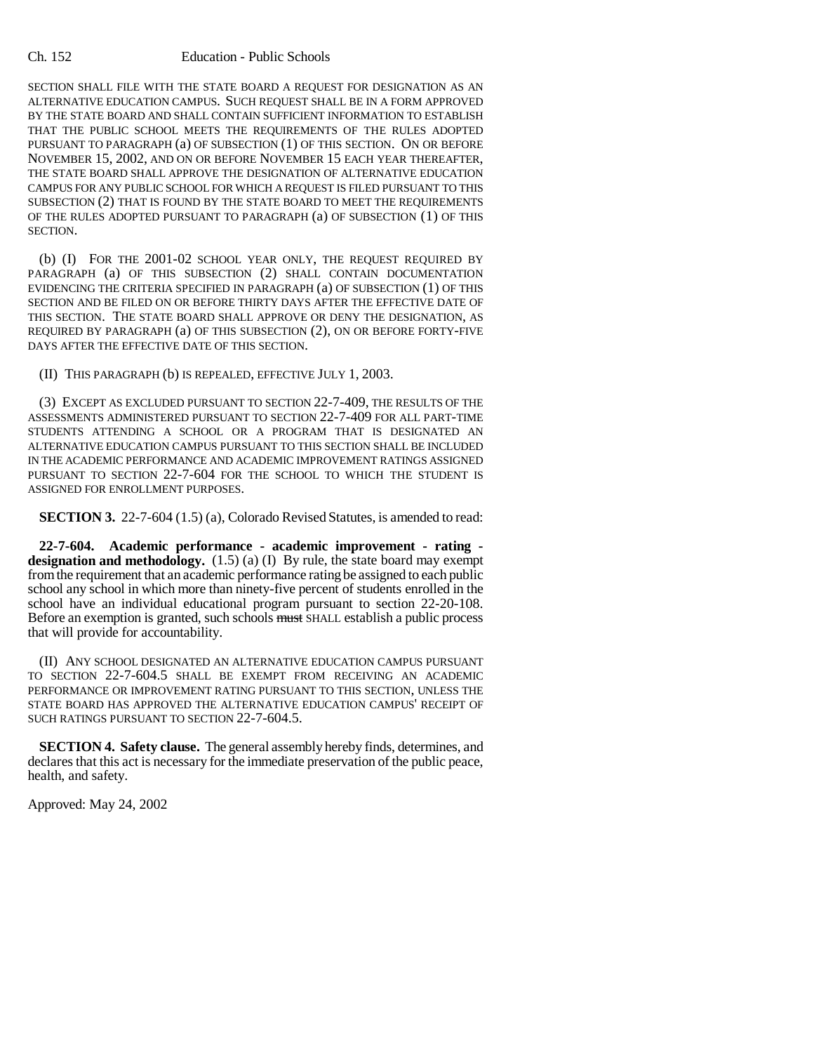SECTION SHALL FILE WITH THE STATE BOARD A REQUEST FOR DESIGNATION AS AN ALTERNATIVE EDUCATION CAMPUS. SUCH REQUEST SHALL BE IN A FORM APPROVED BY THE STATE BOARD AND SHALL CONTAIN SUFFICIENT INFORMATION TO ESTABLISH THAT THE PUBLIC SCHOOL MEETS THE REQUIREMENTS OF THE RULES ADOPTED PURSUANT TO PARAGRAPH (a) OF SUBSECTION (1) OF THIS SECTION. ON OR BEFORE NOVEMBER 15, 2002, AND ON OR BEFORE NOVEMBER 15 EACH YEAR THEREAFTER, THE STATE BOARD SHALL APPROVE THE DESIGNATION OF ALTERNATIVE EDUCATION CAMPUS FOR ANY PUBLIC SCHOOL FOR WHICH A REQUEST IS FILED PURSUANT TO THIS SUBSECTION (2) THAT IS FOUND BY THE STATE BOARD TO MEET THE REQUIREMENTS OF THE RULES ADOPTED PURSUANT TO PARAGRAPH (a) OF SUBSECTION (1) OF THIS SECTION.

(b) (I) FOR THE 2001-02 SCHOOL YEAR ONLY, THE REQUEST REQUIRED BY PARAGRAPH (a) OF THIS SUBSECTION (2) SHALL CONTAIN DOCUMENTATION EVIDENCING THE CRITERIA SPECIFIED IN PARAGRAPH (a) OF SUBSECTION (1) OF THIS SECTION AND BE FILED ON OR BEFORE THIRTY DAYS AFTER THE EFFECTIVE DATE OF THIS SECTION. THE STATE BOARD SHALL APPROVE OR DENY THE DESIGNATION, AS REQUIRED BY PARAGRAPH (a) OF THIS SUBSECTION (2), ON OR BEFORE FORTY-FIVE DAYS AFTER THE EFFECTIVE DATE OF THIS SECTION.

(II) THIS PARAGRAPH (b) IS REPEALED, EFFECTIVE JULY 1, 2003.

(3) EXCEPT AS EXCLUDED PURSUANT TO SECTION 22-7-409, THE RESULTS OF THE ASSESSMENTS ADMINISTERED PURSUANT TO SECTION 22-7-409 FOR ALL PART-TIME STUDENTS ATTENDING A SCHOOL OR A PROGRAM THAT IS DESIGNATED AN ALTERNATIVE EDUCATION CAMPUS PURSUANT TO THIS SECTION SHALL BE INCLUDED IN THE ACADEMIC PERFORMANCE AND ACADEMIC IMPROVEMENT RATINGS ASSIGNED PURSUANT TO SECTION 22-7-604 FOR THE SCHOOL TO WHICH THE STUDENT IS ASSIGNED FOR ENROLLMENT PURPOSES.

**SECTION 3.** 22-7-604 (1.5) (a), Colorado Revised Statutes, is amended to read:

**22-7-604. Academic performance - academic improvement - rating - designation and methodology.** (1.5) (a) (I) By rule, the state board may exempt from the requirement that an academic performance rating be assigned to each public school any school in which more than ninety-five percent of students enrolled in the school have an individual educational program pursuant to section 22-20-108. Before an exemption is granted, such schools ~~must~~ SHALL establish a public process that will provide for accountability.

(II) ANY SCHOOL DESIGNATED AN ALTERNATIVE EDUCATION CAMPUS PURSUANT TO SECTION 22-7-604.5 SHALL BE EXEMPT FROM RECEIVING AN ACADEMIC PERFORMANCE OR IMPROVEMENT RATING PURSUANT TO THIS SECTION, UNLESS THE STATE BOARD HAS APPROVED THE ALTERNATIVE EDUCATION CAMPUS' RECEIPT OF SUCH RATINGS PURSUANT TO SECTION 22-7-604.5.

**SECTION 4. Safety clause.** The general assembly hereby finds, determines, and declares that this act is necessary for the immediate preservation of the public peace, health, and safety.

Approved: May 24, 2002